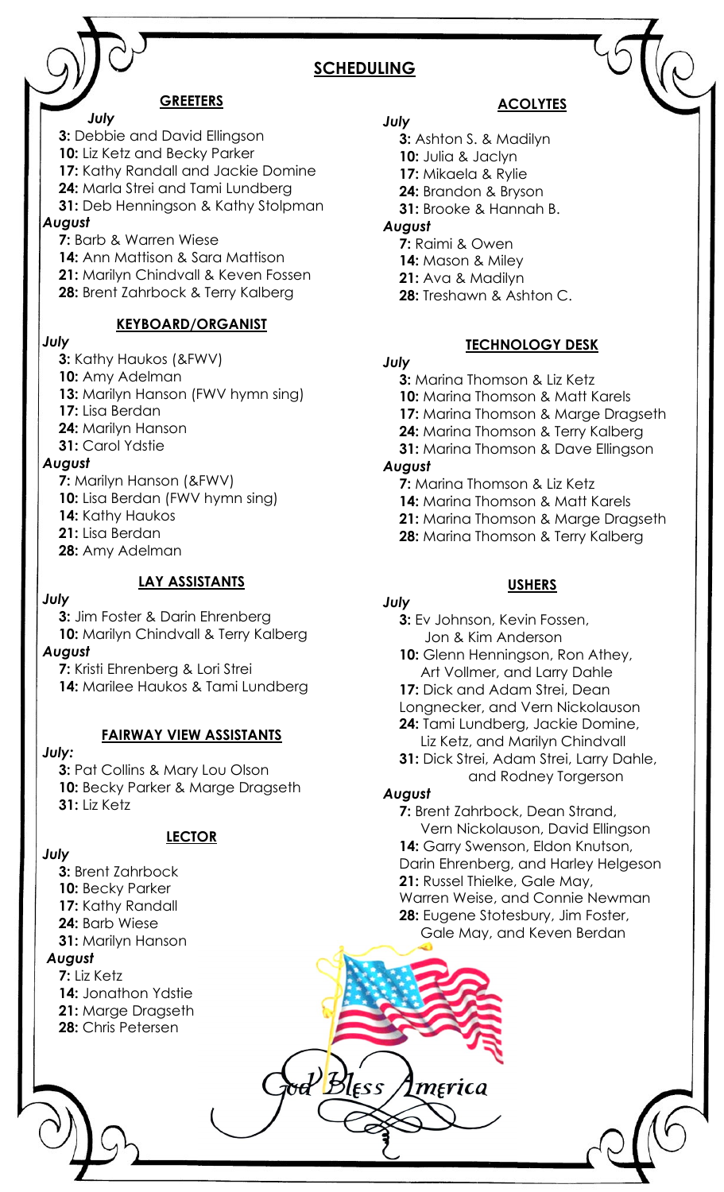# SCHEDULING

## GREETERS

*July*

**3:** Debbie and David Ellingson
**10:** Liz Ketz and Becky Parker
**17:** Kathy Randall and Jackie Domine
**24:** Marla Strei and Tami Lundberg
**31:** Deb Henningson & Kathy Stolpman

*August*

**7:** Barb & Warren Wiese
**14:** Ann Mattison & Sara Mattison
**21:** Marilyn Chindvall & Keven Fossen
**28:** Brent Zahrbock & Terry Kalberg

## KEYBOARD/ORGANIST

*July*

**3:** Kathy Haukos (&FWV)
**10:** Amy Adelman
**13:** Marilyn Hanson (FWV hymn sing)
**17:** Lisa Berdan
**24:** Marilyn Hanson
**31:** Carol Ydstie

*August*

**7:** Marilyn Hanson (&FWV)
**10:** Lisa Berdan (FWV hymn sing)
**14:** Kathy Haukos
**21:** Lisa Berdan
**28:** Amy Adelman

## LAY ASSISTANTS

*July*

**3:** Jim Foster & Darin Ehrenberg
**10:** Marilyn Chindvall & Terry Kalberg

*August*

**7:** Kristi Ehrenberg & Lori Strei
**14:** Marilee Haukos & Tami Lundberg

## FAIRWAY VIEW ASSISTANTS

*July:*

**3:** Pat Collins & Mary Lou Olson
**10:** Becky Parker & Marge Dragseth
**31:** Liz Ketz

## LECTOR

*July*

**3:** Brent Zahrbock
**10:** Becky Parker
**17:** Kathy Randall
**24:** Barb Wiese
**31:** Marilyn Hanson

*August*

**7:** Liz Ketz
**14:** Jonathon Ydstie
**21:** Marge Dragseth
**28:** Chris Petersen

## ACOLYTES

*July*

**3:** Ashton S. & Madilyn
**10:** Julia & Jaclyn
**17:** Mikaela & Rylie
**24:** Brandon & Bryson
**31:** Brooke & Hannah B.

*August*

**7:** Raimi & Owen
**14:** Mason & Miley
**21:** Ava & Madilyn
**28:** Treshawn & Ashton C.

## TECHNOLOGY DESK

*July*

**3:** Marina Thomson & Liz Ketz
**10:** Marina Thomson & Matt Karels
**17:** Marina Thomson & Marge Dragseth
**24:** Marina Thomson & Terry Kalberg
**31:** Marina Thomson & Dave Ellingson

*August*

**7:** Marina Thomson & Liz Ketz
**14:** Marina Thomson & Matt Karels
**21:** Marina Thomson & Marge Dragseth
**28:** Marina Thomson & Terry Kalberg

## USHERS

*July*

**3:** Ev Johnson, Kevin Fossen, Jon & Kim Anderson
**10:** Glenn Henningson, Ron Athey, Art Vollmer, and Larry Dahle
**17:** Dick and Adam Strei, Dean Longnecker, and Vern Nickolauson
**24:** Tami Lundberg, Jackie Domine, Liz Ketz, and Marilyn Chindvall
**31:** Dick Strei, Adam Strei, Larry Dahle, and Rodney Torgerson

*August*

**7:** Brent Zahrbock, Dean Strand, Vern Nickolauson, David Ellingson
**14:** Garry Swenson, Eldon Knutson, Darin Ehrenberg, and Harley Helgeson
**21:** Russel Thielke, Gale May, Warren Weise, and Connie Newman
**28:** Eugene Stotesbury, Jim Foster, Gale May, and Keven Berdan

God Bless America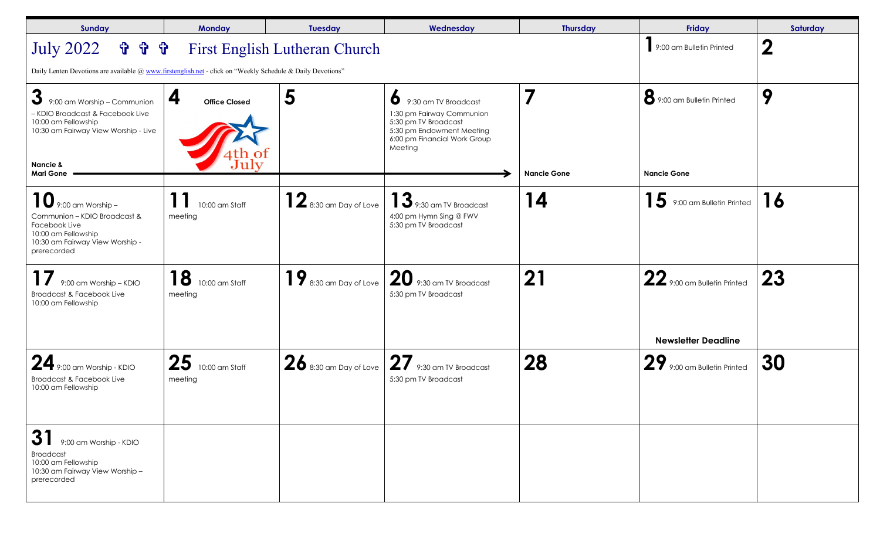# July 2022 ✞ ✞ ✞ First English Lutheran Church

Daily Lenten Devotions are available @ www.firstenglish.net - click on "Weekly Schedule & Daily Devotions"

| Sunday | Monday | Tuesday | Wednesday | Thursday | Friday | Saturday |
|---|---|---|---|---|---|---|
| | | | | | **1** 9:00 am Bulletin Printed | **2** |
| **3** 9:00 am Worship – Communion – KDIO Broadcast & Facebook Live<br>10:00 am Fellowship<br>10:30 am Fairway View Worship - Live<br><br>**Nancie & Mari Gone** → | **4** **Office Closed**<br>4th of July | **5** | **6** 9:30 am TV Broadcast<br>1:30 pm Fairway Communion<br>5:30 pm TV Broadcast<br>5:30 pm Endowment Meeting<br>6:00 pm Financial Work Group Meeting | **7**<br><br>**Nancie Gone** | **8** 9:00 am Bulletin Printed<br><br>**Nancie Gone** | **9** |
| **10** 9:00 am Worship – Communion – KDIO Broadcast & Facebook Live<br>10:00 am Fellowship<br>10:30 am Fairway View Worship - prerecorded | **11** 10:00 am Staff meeting | **12** 8:30 am Day of Love | **13** 9:30 am TV Broadcast<br>4:00 pm Hymn Sing @ FWV<br>5:30 pm TV Broadcast | **14** | **15** 9:00 am Bulletin Printed | **16** |
| **17** 9:00 am Worship – KDIO Broadcast & Facebook Live<br>10:00 am Fellowship | **18** 10:00 am Staff meeting | **19** 8:30 am Day of Love | **20** 9:30 am TV Broadcast<br>5:30 pm TV Broadcast | **21** | **22** 9:00 am Bulletin Printed<br><br>**Newsletter Deadline** | **23** |
| **24** 9:00 am Worship - KDIO Broadcast & Facebook Live<br>10:00 am Fellowship | **25** 10:00 am Staff meeting | **26** 8:30 am Day of Love | **27** 9:30 am TV Broadcast<br>5:30 pm TV Broadcast | **28** | **29** 9:00 am Bulletin Printed | **30** |
| **31** 9:00 am Worship - KDIO Broadcast<br>10:00 am Fellowship<br>10:30 am Fairway View Worship – prerecorded | | | | | | |